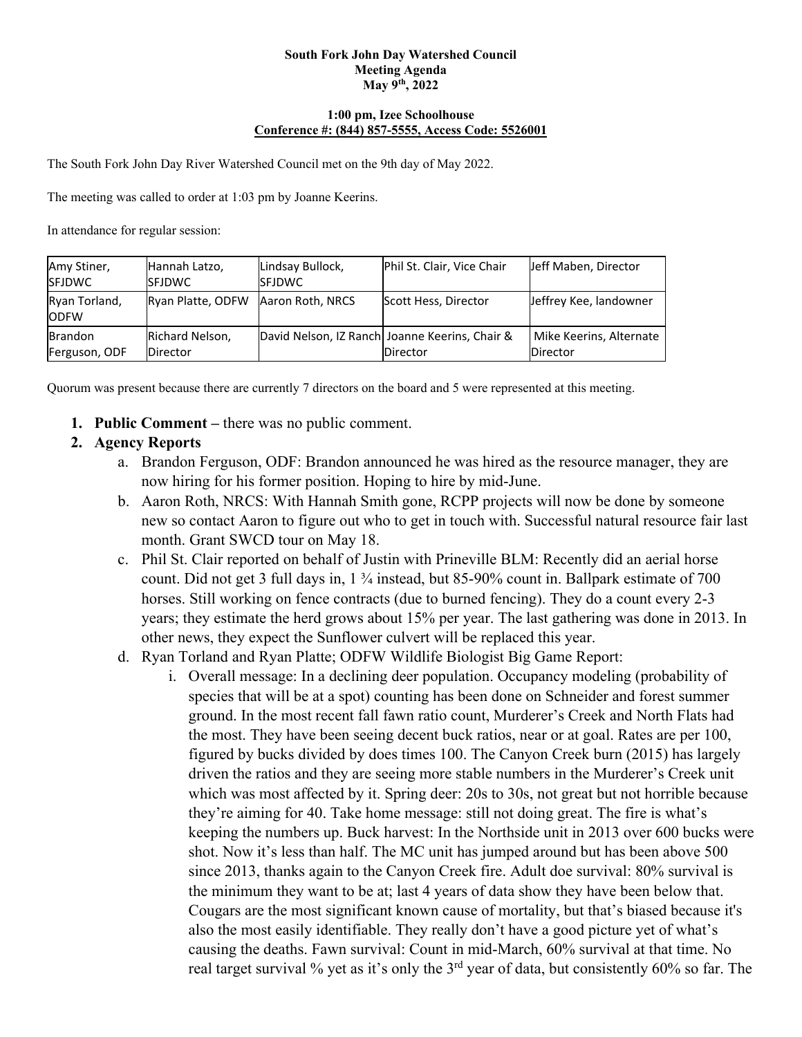**South Fork John Day Watershed Council**
**Meeting Agenda**
**May 9th, 2022**

**1:00 pm, Izee Schoolhouse**
**Conference #: (844) 857-5555, Access Code: 5526001**

The South Fork John Day River Watershed Council met on the 9th day of May 2022.

The meeting was called to order at 1:03 pm by Joanne Keerins.

In attendance for regular session:

| | | | | |
|---|---|---|---|---|
| Amy Stiner, SFJDWC | Hannah Latzo, SFJDWC | Lindsay Bullock, SFJDWC | Phil St. Clair, Vice Chair | Jeff Maben, Director |
| Ryan Torland, ODFW | Ryan Platte, ODFW | Aaron Roth, NRCS | Scott Hess, Director | Jeffrey Kee, landowner |
| Brandon Ferguson, ODF | Richard Nelson, Director | David Nelson, IZ Ranch | Joanne Keerins, Chair & Director | Mike Keerins, Alternate Director |

Quorum was present because there are currently 7 directors on the board and 5 were represented at this meeting.

1. **Public Comment –** there was no public comment.
2. **Agency Reports**
   a. Brandon Ferguson, ODF: Brandon announced he was hired as the resource manager, they are now hiring for his former position. Hoping to hire by mid-June.
   b. Aaron Roth, NRCS: With Hannah Smith gone, RCPP projects will now be done by someone new so contact Aaron to figure out who to get in touch with. Successful natural resource fair last month. Grant SWCD tour on May 18.
   c. Phil St. Clair reported on behalf of Justin with Prineville BLM: Recently did an aerial horse count. Did not get 3 full days in, 1 ¾ instead, but 85-90% count in. Ballpark estimate of 700 horses. Still working on fence contracts (due to burned fencing). They do a count every 2-3 years; they estimate the herd grows about 15% per year. The last gathering was done in 2013. In other news, they expect the Sunflower culvert will be replaced this year.
   d. Ryan Torland and Ryan Platte; ODFW Wildlife Biologist Big Game Report:
      i. Overall message: In a declining deer population. Occupancy modeling (probability of species that will be at a spot) counting has been done on Schneider and forest summer ground. In the most recent fall fawn ratio count, Murderer's Creek and North Flats had the most. They have been seeing decent buck ratios, near or at goal. Rates are per 100, figured by bucks divided by does times 100. The Canyon Creek burn (2015) has largely driven the ratios and they are seeing more stable numbers in the Murderer's Creek unit which was most affected by it. Spring deer: 20s to 30s, not great but not horrible because they're aiming for 40. Take home message: still not doing great. The fire is what's keeping the numbers up. Buck harvest: In the Northside unit in 2013 over 600 bucks were shot. Now it's less than half. The MC unit has jumped around but has been above 500 since 2013, thanks again to the Canyon Creek fire. Adult doe survival: 80% survival is the minimum they want to be at; last 4 years of data show they have been below that. Cougars are the most significant known cause of mortality, but that's biased because it's also the most easily identifiable. They really don't have a good picture yet of what's causing the deaths. Fawn survival: Count in mid-March, 60% survival at that time. No real target survival % yet as it's only the 3rd year of data, but consistently 60% so far. The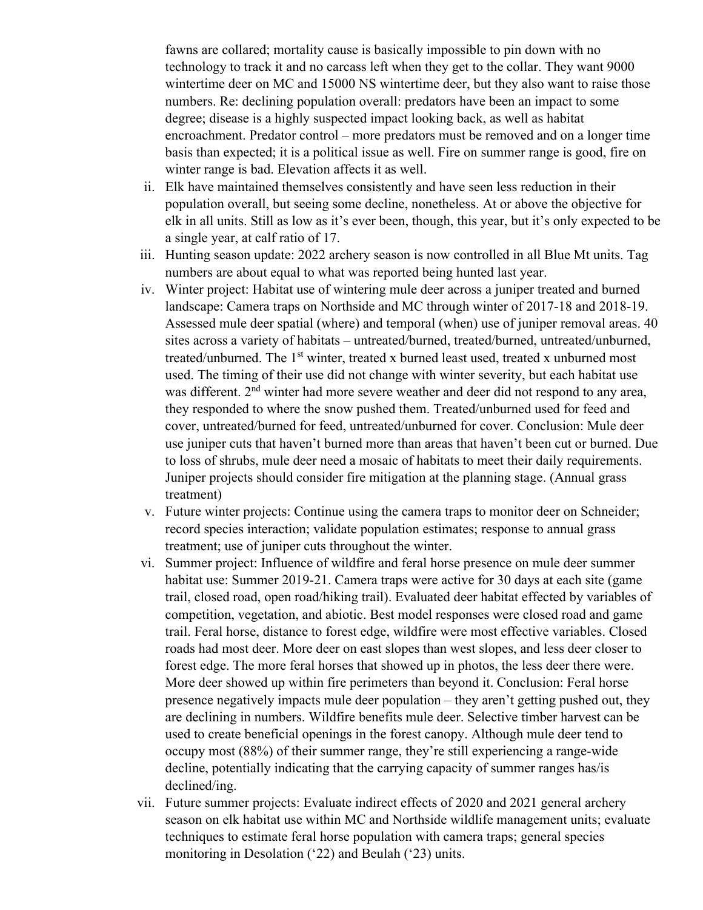fawns are collared; mortality cause is basically impossible to pin down with no technology to track it and no carcass left when they get to the collar. They want 9000 wintertime deer on MC and 15000 NS wintertime deer, but they also want to raise those numbers. Re: declining population overall: predators have been an impact to some degree; disease is a highly suspected impact looking back, as well as habitat encroachment. Predator control – more predators must be removed and on a longer time basis than expected; it is a political issue as well. Fire on summer range is good, fire on winter range is bad. Elevation affects it as well.

ii. Elk have maintained themselves consistently and have seen less reduction in their population overall, but seeing some decline, nonetheless. At or above the objective for elk in all units. Still as low as it's ever been, though, this year, but it's only expected to be a single year, at calf ratio of 17.

iii. Hunting season update: 2022 archery season is now controlled in all Blue Mt units. Tag numbers are about equal to what was reported being hunted last year.

iv. Winter project: Habitat use of wintering mule deer across a juniper treated and burned landscape: Camera traps on Northside and MC through winter of 2017-18 and 2018-19. Assessed mule deer spatial (where) and temporal (when) use of juniper removal areas. 40 sites across a variety of habitats – untreated/burned, treated/burned, untreated/unburned, treated/unburned. The 1st winter, treated x burned least used, treated x unburned most used. The timing of their use did not change with winter severity, but each habitat use was different. 2nd winter had more severe weather and deer did not respond to any area, they responded to where the snow pushed them. Treated/unburned used for feed and cover, untreated/burned for feed, untreated/unburned for cover. Conclusion: Mule deer use juniper cuts that haven't burned more than areas that haven't been cut or burned. Due to loss of shrubs, mule deer need a mosaic of habitats to meet their daily requirements. Juniper projects should consider fire mitigation at the planning stage. (Annual grass treatment)

v. Future winter projects: Continue using the camera traps to monitor deer on Schneider; record species interaction; validate population estimates; response to annual grass treatment; use of juniper cuts throughout the winter.

vi. Summer project: Influence of wildfire and feral horse presence on mule deer summer habitat use: Summer 2019-21. Camera traps were active for 30 days at each site (game trail, closed road, open road/hiking trail). Evaluated deer habitat effected by variables of competition, vegetation, and abiotic. Best model responses were closed road and game trail. Feral horse, distance to forest edge, wildfire were most effective variables. Closed roads had most deer. More deer on east slopes than west slopes, and less deer closer to forest edge. The more feral horses that showed up in photos, the less deer there were. More deer showed up within fire perimeters than beyond it. Conclusion: Feral horse presence negatively impacts mule deer population – they aren't getting pushed out, they are declining in numbers. Wildfire benefits mule deer. Selective timber harvest can be used to create beneficial openings in the forest canopy. Although mule deer tend to occupy most (88%) of their summer range, they're still experiencing a range-wide decline, potentially indicating that the carrying capacity of summer ranges has/is declined/ing.

vii. Future summer projects: Evaluate indirect effects of 2020 and 2021 general archery season on elk habitat use within MC and Northside wildlife management units; evaluate techniques to estimate feral horse population with camera traps; general species monitoring in Desolation ('22) and Beulah ('23) units.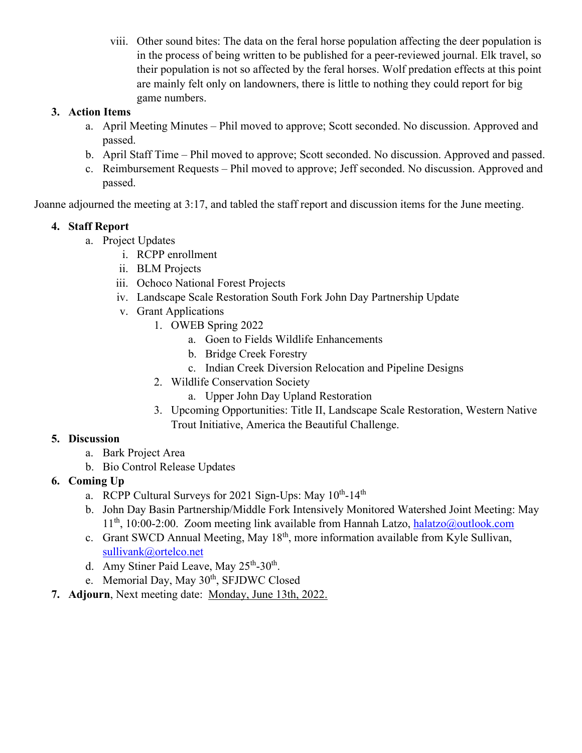viii. Other sound bites: The data on the feral horse population affecting the deer population is in the process of being written to be published for a peer-reviewed journal. Elk travel, so their population is not so affected by the feral horses. Wolf predation effects at this point are mainly felt only on landowners, there is little to nothing they could report for big game numbers.

3. **Action Items**
   a. April Meeting Minutes – Phil moved to approve; Scott seconded. No discussion. Approved and passed.
   b. April Staff Time – Phil moved to approve; Scott seconded. No discussion. Approved and passed.
   c. Reimbursement Requests – Phil moved to approve; Jeff seconded. No discussion. Approved and passed.

Joanne adjourned the meeting at 3:17, and tabled the staff report and discussion items for the June meeting.

4. **Staff Report**
   a. Project Updates
      i. RCPP enrollment
      ii. BLM Projects
      iii. Ochoco National Forest Projects
      iv. Landscape Scale Restoration South Fork John Day Partnership Update
      v. Grant Applications
         1. OWEB Spring 2022
            a. Goen to Fields Wildlife Enhancements
            b. Bridge Creek Forestry
            c. Indian Creek Diversion Relocation and Pipeline Designs
         2. Wildlife Conservation Society
            a. Upper John Day Upland Restoration
         3. Upcoming Opportunities: Title II, Landscape Scale Restoration, Western Native Trout Initiative, America the Beautiful Challenge.
5. **Discussion**
   a. Bark Project Area
   b. Bio Control Release Updates
6. **Coming Up**
   a. RCPP Cultural Surveys for 2021 Sign-Ups: May 10th-14th
   b. John Day Basin Partnership/Middle Fork Intensively Monitored Watershed Joint Meeting: May 11th, 10:00-2:00. Zoom meeting link available from Hannah Latzo, halatzo@outlook.com
   c. Grant SWCD Annual Meeting, May 18th, more information available from Kyle Sullivan, sullivank@ortelco.net
   d. Amy Stiner Paid Leave, May 25th-30th.
   e. Memorial Day, May 30th, SFJDWC Closed
7. **Adjourn**, Next meeting date: Monday, June 13th, 2022.